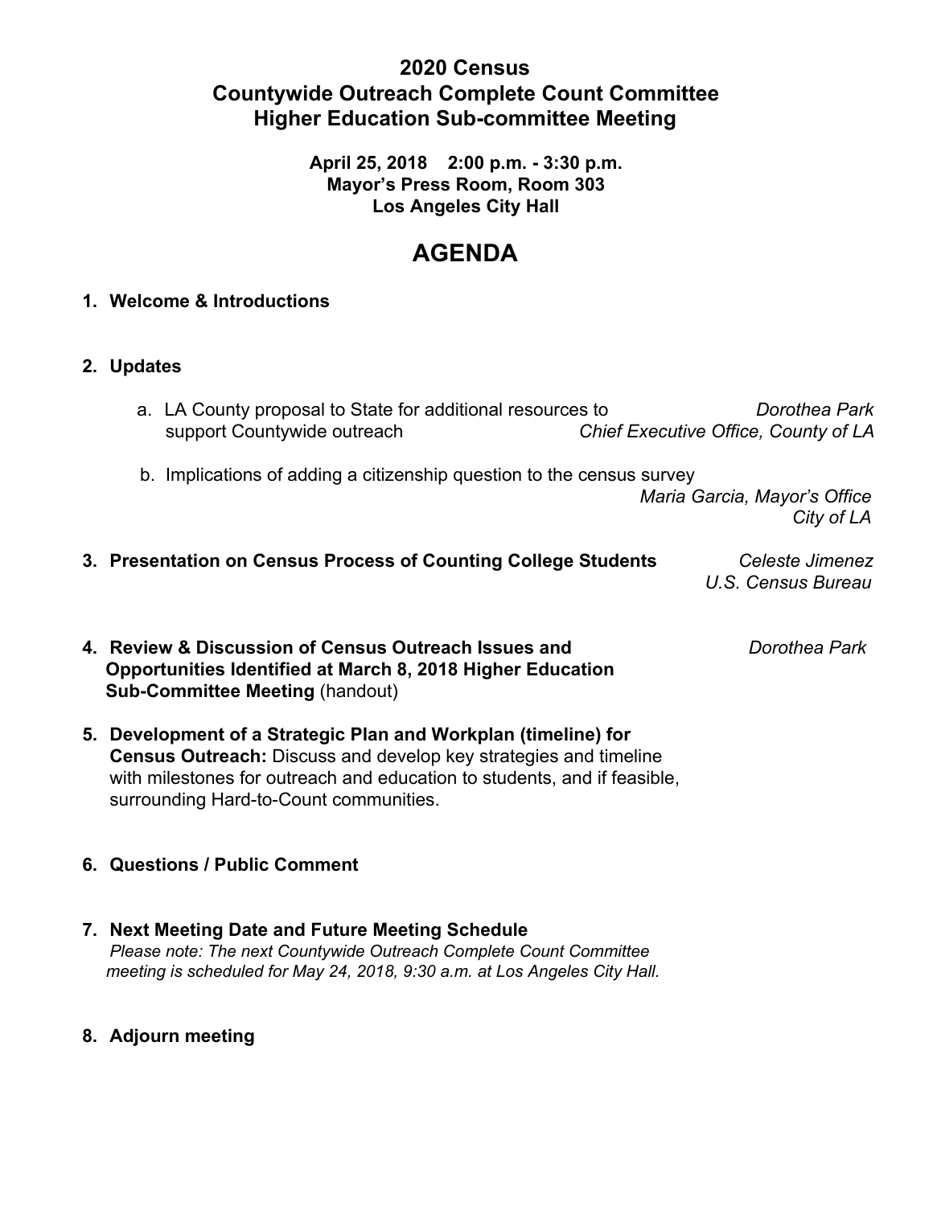# 2020 Census
# Countywide Outreach Complete Count Committee
# Higher Education Sub-committee Meeting

**April 25, 2018 2:00 p.m. - 3:30 p.m.**
**Mayor's Press Room, Room 303**
**Los Angeles City Hall**

## AGENDA

1. **Welcome & Introductions**

2. **Updates**

   a. LA County proposal to State for additional resources to support Countywide outreach — *Dorothea Park, Chief Executive Office, County of LA*

   b. Implications of adding a citizenship question to the census survey — *Maria Garcia, Mayor's Office, City of LA*

3. **Presentation on Census Process of Counting College Students** — *Celeste Jimenez, U.S. Census Bureau*

4. **Review & Discussion of Census Outreach Issues and Opportunities Identified at March 8, 2018 Higher Education Sub-Committee Meeting** (handout) — *Dorothea Park*

5. **Development of a Strategic Plan and Workplan (timeline) for Census Outreach:** Discuss and develop key strategies and timeline with milestones for outreach and education to students, and if feasible, surrounding Hard-to-Count communities.

6. **Questions / Public Comment**

7. **Next Meeting Date and Future Meeting Schedule**
   *Please note: The next Countywide Outreach Complete Count Committee meeting is scheduled for May 24, 2018, 9:30 a.m. at Los Angeles City Hall.*

8. **Adjourn meeting**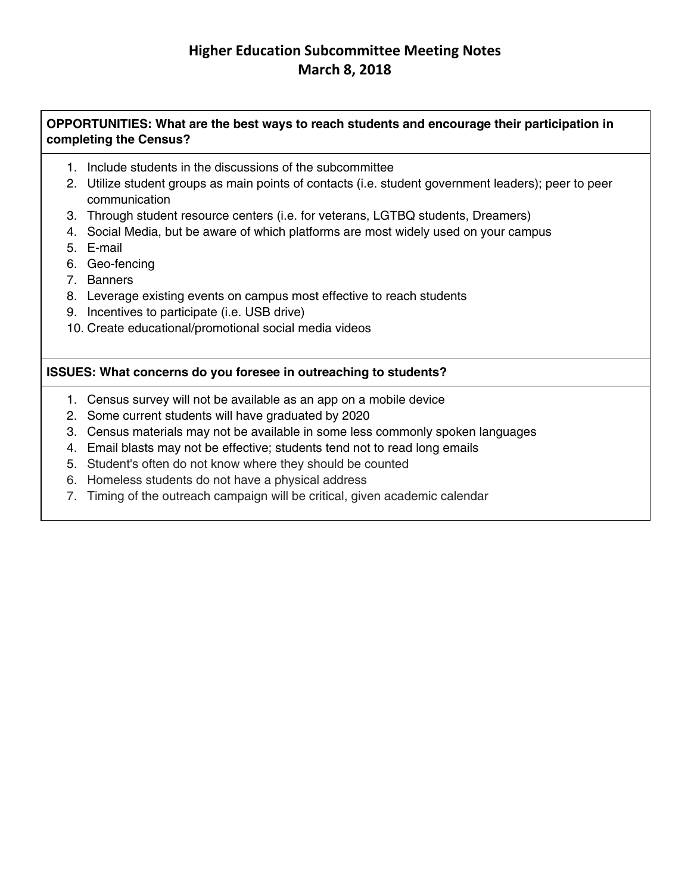# Higher Education Subcommittee Meeting Notes
## March 8, 2018

**OPPORTUNITIES: What are the best ways to reach students and encourage their participation in completing the Census?**

1. Include students in the discussions of the subcommittee
2. Utilize student groups as main points of contacts (i.e. student government leaders); peer to peer communication
3. Through student resource centers (i.e. for veterans, LGTBQ students, Dreamers)
4. Social Media, but be aware of which platforms are most widely used on your campus
5. E-mail
6. Geo-fencing
7. Banners
8. Leverage existing events on campus most effective to reach students
9. Incentives to participate (i.e. USB drive)
10. Create educational/promotional social media videos

**ISSUES: What concerns do you foresee in outreaching to students?**

1. Census survey will not be available as an app on a mobile device
2. Some current students will have graduated by 2020
3. Census materials may not be available in some less commonly spoken languages
4. Email blasts may not be effective; students tend not to read long emails
5. Student's often do not know where they should be counted
6. Homeless students do not have a physical address
7. Timing of the outreach campaign will be critical, given academic calendar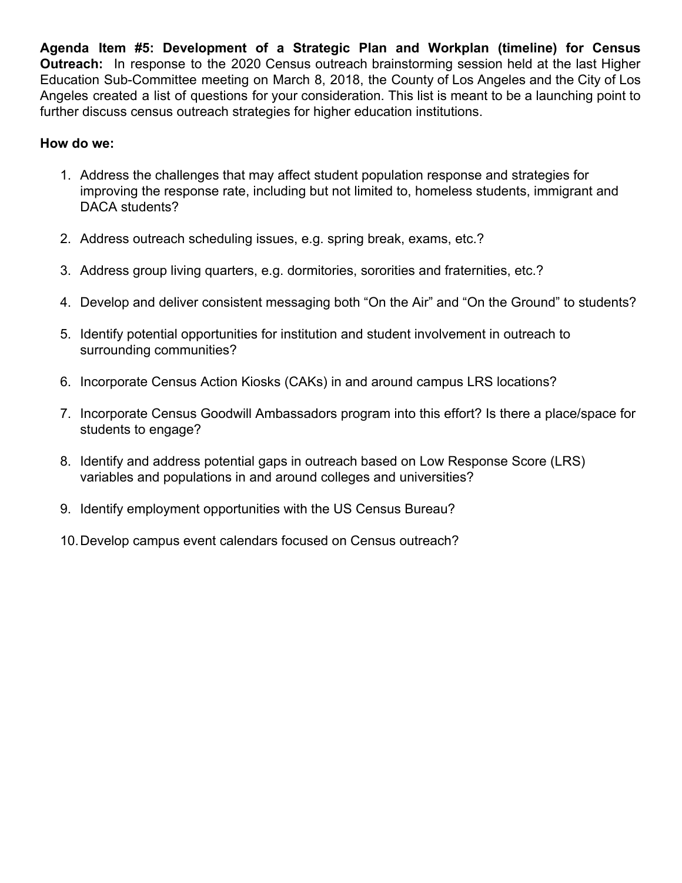**Agenda Item #5: Development of a Strategic Plan and Workplan (timeline) for Census Outreach:** In response to the 2020 Census outreach brainstorming session held at the last Higher Education Sub-Committee meeting on March 8, 2018, the County of Los Angeles and the City of Los Angeles created a list of questions for your consideration. This list is meant to be a launching point to further discuss census outreach strategies for higher education institutions.

**How do we:**

1. Address the challenges that may affect student population response and strategies for improving the response rate, including but not limited to, homeless students, immigrant and DACA students?
2. Address outreach scheduling issues, e.g. spring break, exams, etc.?
3. Address group living quarters, e.g. dormitories, sororities and fraternities, etc.?
4. Develop and deliver consistent messaging both "On the Air" and "On the Ground" to students?
5. Identify potential opportunities for institution and student involvement in outreach to surrounding communities?
6. Incorporate Census Action Kiosks (CAKs) in and around campus LRS locations?
7. Incorporate Census Goodwill Ambassadors program into this effort? Is there a place/space for students to engage?
8. Identify and address potential gaps in outreach based on Low Response Score (LRS) variables and populations in and around colleges and universities?
9. Identify employment opportunities with the US Census Bureau?
10. Develop campus event calendars focused on Census outreach?